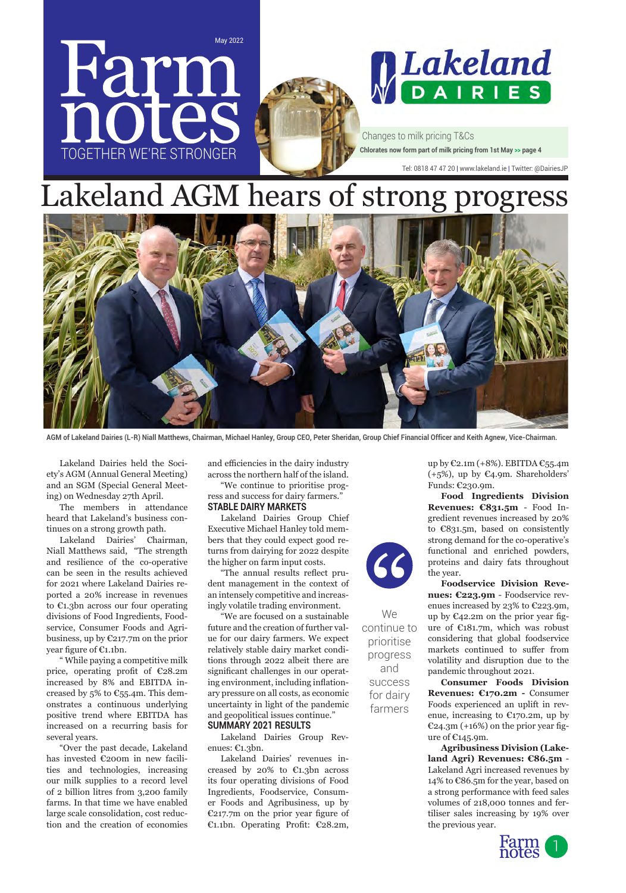# Farm notes

May 2022

TOGETHER WE'RE STRONGER

Lakeland DAIRIES

Changes to milk pricing T&Cs

**Chlorates now form part of milk pricing from 1st May >> page 4**

Tel: 0818 47 47 20 | www.lakeland.ie | Twitter: @DairiesJP

# Lakeland AGM hears of strong progress

AGM of Lakeland Dairies (L-R) Niall Matthews, Chairman, Michael Hanley, Group CEO, Peter Sheridan, Group Chief Financial Officer and Keith Agnew, Vice-Chairman.

Lakeland Dairies held the Society's AGM (Annual General Meeting) and an SGM (Special General Meeting) on Wednesday 27th April.

The members in attendance heard that Lakeland's business continues on a strong growth path.

Lakeland Dairies' Chairman, Niall Matthews said, "The strength and resilience of the co-operative can be seen in the results achieved for 2021 where Lakeland Dairies reported a 20% increase in revenues to €1.3bn across our four operating divisions of Food Ingredients, Foodservice, Consumer Foods and Agribusiness, up by €217.7m on the prior year figure of €1.1bn.

" While paying a competitive milk price, operating profit of €28.2m increased by 8% and EBITDA increased by 5% to €55.4m. This demonstrates a continuous underlying positive trend where EBITDA has increased on a recurring basis for several years.

"Over the past decade, Lakeland has invested €200m in new facilities and technologies, increasing our milk supplies to a record level of 2 billion litres from 3,200 family farms. In that time we have enabled large scale consolidation, cost reduction and the creation of economies and efficiencies in the dairy industry across the northern half of the island.

"We continue to prioritise progress and success for dairy farmers."

## STABLE DAIRY MARKETS

Lakeland Dairies Group Chief Executive Michael Hanley told members that they could expect good returns from dairying for 2022 despite the higher on farm input costs.

"The annual results reflect prudent management in the context of an intensely competitive and increasingly volatile trading environment.

"We are focused on a sustainable future and the creation of further value for our dairy farmers. We expect relatively stable dairy market conditions through 2022 albeit there are significant challenges in our operating environment, including inflationary pressure on all costs, as economic uncertainty in light of the pandemic and geopolitical issues continue."

> "We continue to prioritise progress and success for dairy farmers

## SUMMARY 2021 RESULTS

Lakeland Dairies Group Revenues: €1.3bn.

Lakeland Dairies' revenues increased by 20% to €1.3bn across its four operating divisions of Food Ingredients, Foodservice, Consumer Foods and Agribusiness, up by €217.7m on the prior year figure of €1.1bn. Operating Profit: €28.2m, up by €2.1m (+8%). EBITDA €55.4m (+5%), up by €4.9m. Shareholders' Funds: €230.9m.

**Food Ingredients Division Revenues: €831.5m** - Food Ingredient revenues increased by 20% to €831.5m, based on consistently strong demand for the co-operative's functional and enriched powders, proteins and dairy fats throughout the year.

**Foodservice Division Revenues: €223.9m** - Foodservice revenues increased by 23% to €223.9m, up by €42.2m on the prior year figure of €181.7m, which was robust considering that global foodservice markets continued to suffer from volatility and disruption due to the pandemic throughout 2021.

**Consumer Foods Division Revenues: €170.2m -** Consumer Foods experienced an uplift in revenue, increasing to €170.2m, up by €24.3m (+16%) on the prior year figure of €145.9m.

**Agribusiness Division (Lakeland Agri) Revenues: €86.5m** - Lakeland Agri increased revenues by 14% to €86.5m for the year, based on a strong performance with feed sales volumes of 218,000 tonnes and fertiliser sales increasing by 19% over the previous year.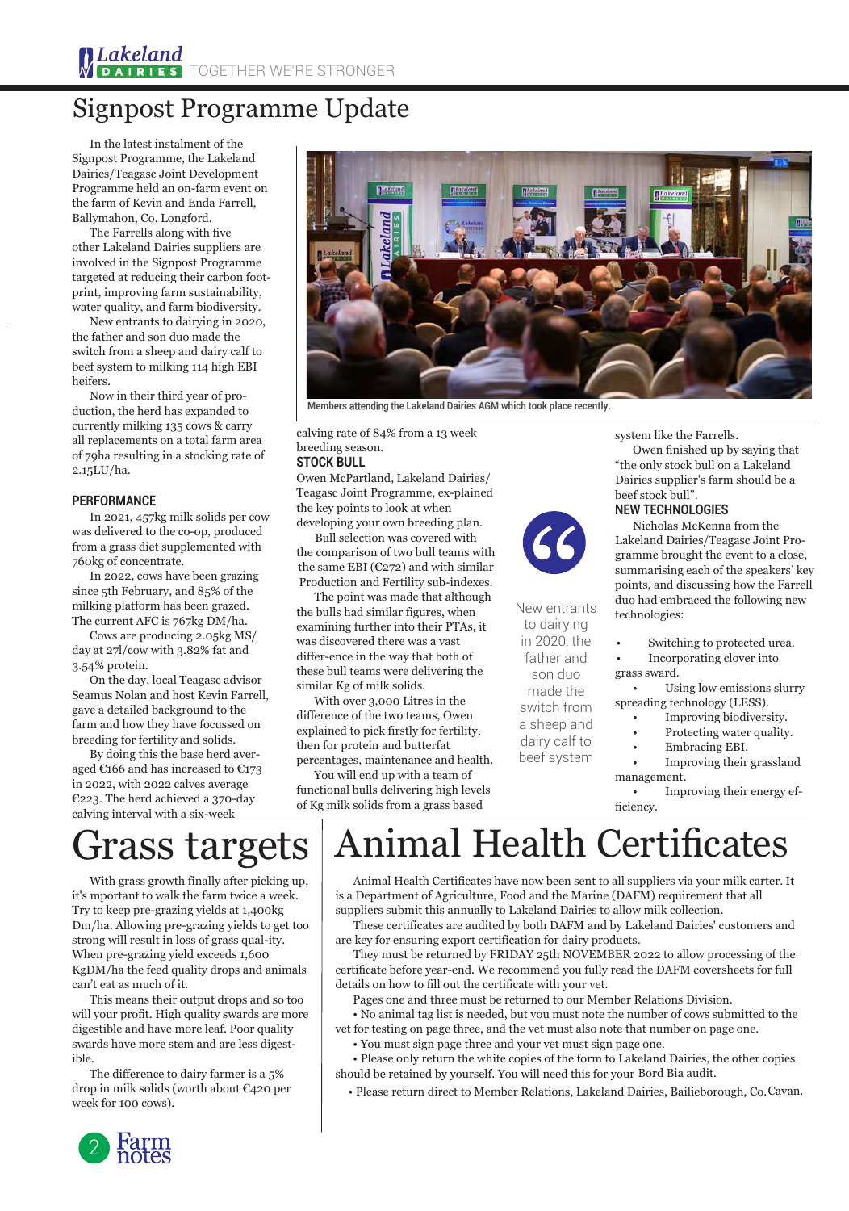# Signpost Programme Update

In the latest instalment of the Signpost Programme, the Lakeland Dairies/Teagasc Joint Development Programme held an on-farm event on the farm of Kevin and Enda Farrell, Ballymahon, Co. Longford.

The Farrells along with five other Lakeland Dairies suppliers are involved in the Signpost Programme targeted at reducing their carbon footprint, improving farm sustainability, water quality, and farm biodiversity.

New entrants to dairying in 2020, the father and son duo made the switch from a sheep and dairy calf to beef system to milking 114 high EBI heifers.

Now in their third year of production, the herd has expanded to currently milking 135 cows & carry all replacements on a total farm area of 79ha resulting in a stocking rate of 2.15LU/ha.

Members attending the Lakeland Dairies AGM which took place recently.

### PERFORMANCE

In 2021, 457kg milk solids per cow was delivered to the co-op, produced from a grass diet supplemented with 760kg of concentrate.

In 2022, cows have been grazing since 5th February, and 85% of the milking platform has been grazed. The current AFC is 767kg DM/ha.

Cows are producing 2.05kg MS/day at 27l/cow with 3.82% fat and 3.54% protein.

On the day, local Teagasc advisor Seamus Nolan and host Kevin Farrell, gave a detailed background to the farm and how they have focussed on breeding for fertility and solids.

By doing this the base herd averaged €166 and has increased to €173 in 2022, with 2022 calves average €223. The herd achieved a 370-day calving interval with a six-week calving rate of 84% from a 13 week breeding season.

### STOCK BULL

Owen McPartland, Lakeland Dairies/Teagasc Joint Programme, ex-plained the key points to look at when developing your own breeding plan.

Bull selection was covered with the comparison of two bull teams with the same EBI (€272) and with similar Production and Fertility sub-indexes.

The point was made that although the bulls had similar figures, when examining further into their PTAs, it was discovered there was a vast differ-ence in the way that both of these bull teams were delivering the similar Kg of milk solids.

With over 3,000 Litres in the difference of the two teams, Owen explained to pick firstly for fertility, then for protein and butterfat percentages, maintenance and health.

You will end up with a team of functional bulls delivering high levels of Kg milk solids from a grass based system like the Farrells.

> New entrants to dairying in 2020, the father and son duo made the switch from a sheep and dairy calf to beef system

Owen finished up by saying that "the only stock bull on a Lakeland Dairies supplier's farm should be a beef stock bull".

### NEW TECHNOLOGIES

Nicholas McKenna from the Lakeland Dairies/Teagasc Joint Programme brought the event to a close, summarising each of the speakers' key points, and discussing how the Farrell duo had embraced the following new technologies:

- Switching to protected urea.
- Incorporating clover into grass sward.
- Using low emissions slurry spreading technology (LESS).
- Improving biodiversity.
- Protecting water quality.
- Embracing EBI.
- Improving their grassland management.
- Improving their energy efficiency.

# Grass targets

With grass growth finally after picking up, it's mportant to walk the farm twice a week. Try to keep pre-grazing yields at 1,400kg Dm/ha. Allowing pre-grazing yields to get too strong will result in loss of grass qual-ity. When pre-grazing yield exceeds 1,600 KgDM/ha the feed quality drops and animals can't eat as much of it.

This means their output drops and so too will your profit. High quality swards are more digestible and have more leaf. Poor quality swards have more stem and are less digest-ible.

The difference to dairy farmer is a 5% drop in milk solids (worth about €420 per week for 100 cows).

# Animal Health Certificates

Animal Health Certificates have now been sent to all suppliers via your milk carter. It is a Department of Agriculture, Food and the Marine (DAFM) requirement that all suppliers submit this annually to Lakeland Dairies to allow milk collection.

These certificates are audited by both DAFM and by Lakeland Dairies' customers and are key for ensuring export certification for dairy products.

They must be returned by FRIDAY 25th NOVEMBER 2022 to allow processing of the certificate before year-end. We recommend you fully read the DAFM coversheets for full details on how to fill out the certificate with your vet.

Pages one and three must be returned to our Member Relations Division.

- No animal tag list is needed, but you must note the number of cows submitted to the vet for testing on page three, and the vet must also note that number on page one.
- You must sign page three and your vet must sign page one.
- Please only return the white copies of the form to Lakeland Dairies, the other copies should be retained by yourself. You will need this for your Bord Bia audit.
- Please return direct to Member Relations, Lakeland Dairies, Bailieborough, Co.Cavan.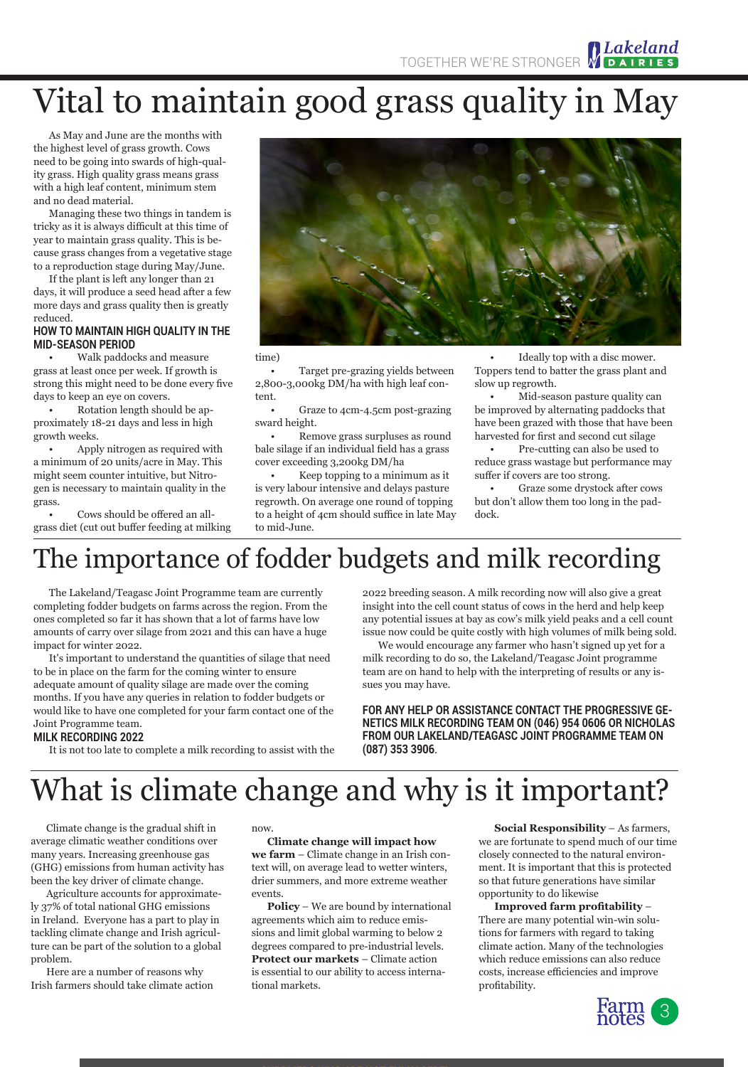# Vital to maintain good grass quality in May

As May and June are the months with the highest level of grass growth. Cows need to be going into swards of high-quality grass. High quality grass means grass with a high leaf content, minimum stem and no dead material.

Managing these two things in tandem is tricky as it is always difficult at this time of year to maintain grass quality. This is because grass changes from a vegetative stage to a reproduction stage during May/June.

If the plant is left any longer than 21 days, it will produce a seed head after a few more days and grass quality then is greatly reduced.

## HOW TO MAINTAIN HIGH QUALITY IN THE MID-SEASON PERIOD

- Walk paddocks and measure grass at least once per week. If growth is strong this might need to be done every five days to keep an eye on covers.
- Rotation length should be approximately 18-21 days and less in high growth weeks.
- Apply nitrogen as required with a minimum of 20 units/acre in May. This might seem counter intuitive, but Nitrogen is necessary to maintain quality in the grass.
- Cows should be offered an all-grass diet (cut out buffer feeding at milking time)
- Target pre-grazing yields between 2,800-3,000kg DM/ha with high leaf content.
- Graze to 4cm-4.5cm post-grazing sward height.
- Remove grass surpluses as round bale silage if an individual field has a grass cover exceeding 3,200kg DM/ha
- Keep topping to a minimum as it is very labour intensive and delays pasture regrowth. On average one round of topping to a height of 4cm should suffice in late May to mid-June.
- Ideally top with a disc mower. Toppers tend to batter the grass plant and slow up regrowth.
- Mid-season pasture quality can be improved by alternating paddocks that have been grazed with those that have been harvested for first and second cut silage
- Pre-cutting can also be used to reduce grass wastage but performance may suffer if covers are too strong.
- Graze some drystock after cows but don't allow them too long in the paddock.

# The importance of fodder budgets and milk recording

The Lakeland/Teagasc Joint Programme team are currently completing fodder budgets on farms across the region. From the ones completed so far it has shown that a lot of farms have low amounts of carry over silage from 2021 and this can have a huge impact for winter 2022.

It's important to understand the quantities of silage that need to be in place on the farm for the coming winter to ensure adequate amount of quality silage are made over the coming months. If you have any queries in relation to fodder budgets or would like to have one completed for your farm contact one of the Joint Programme team.

## MILK RECORDING 2022

It is not too late to complete a milk recording to assist with the 2022 breeding season. A milk recording now will also give a great insight into the cell count status of cows in the herd and help keep any potential issues at bay as cow's milk yield peaks and a cell count issue now could be quite costly with high volumes of milk being sold.

We would encourage any farmer who hasn't signed up yet for a milk recording to do so, the Lakeland/Teagasc Joint programme team are on hand to help with the interpreting of results or any issues you may have.

**FOR ANY HELP OR ASSISTANCE CONTACT THE PROGRESSIVE GENETICS MILK RECORDING TEAM ON (046) 954 0606 OR NICHOLAS FROM OUR LAKELAND/TEAGASC JOINT PROGRAMME TEAM ON (087) 353 3906.**

# What is climate change and why is it important?

Climate change is the gradual shift in average climatic weather conditions over many years. Increasing greenhouse gas (GHG) emissions from human activity has been the key driver of climate change.

Agriculture accounts for approximately 37% of total national GHG emissions in Ireland. Everyone has a part to play in tackling climate change and Irish agriculture can be part of the solution to a global problem.

Here are a number of reasons why Irish farmers should take climate action now.

**Climate change will impact how we farm** – Climate change in an Irish context will, on average lead to wetter winters, drier summers, and more extreme weather events.

**Policy** – We are bound by international agreements which aim to reduce emissions and limit global warming to below 2 degrees compared to pre-industrial levels.

**Protect our markets** – Climate action is essential to our ability to access international markets.

**Social Responsibility** – As farmers, we are fortunate to spend much of our time closely connected to the natural environment. It is important that this is protected so that future generations have similar opportunity to do likewise

**Improved farm profitability** – There are many potential win-win solutions for farmers with regard to taking climate action. Many of the technologies which reduce emissions can also reduce costs, increase efficiencies and improve profitability.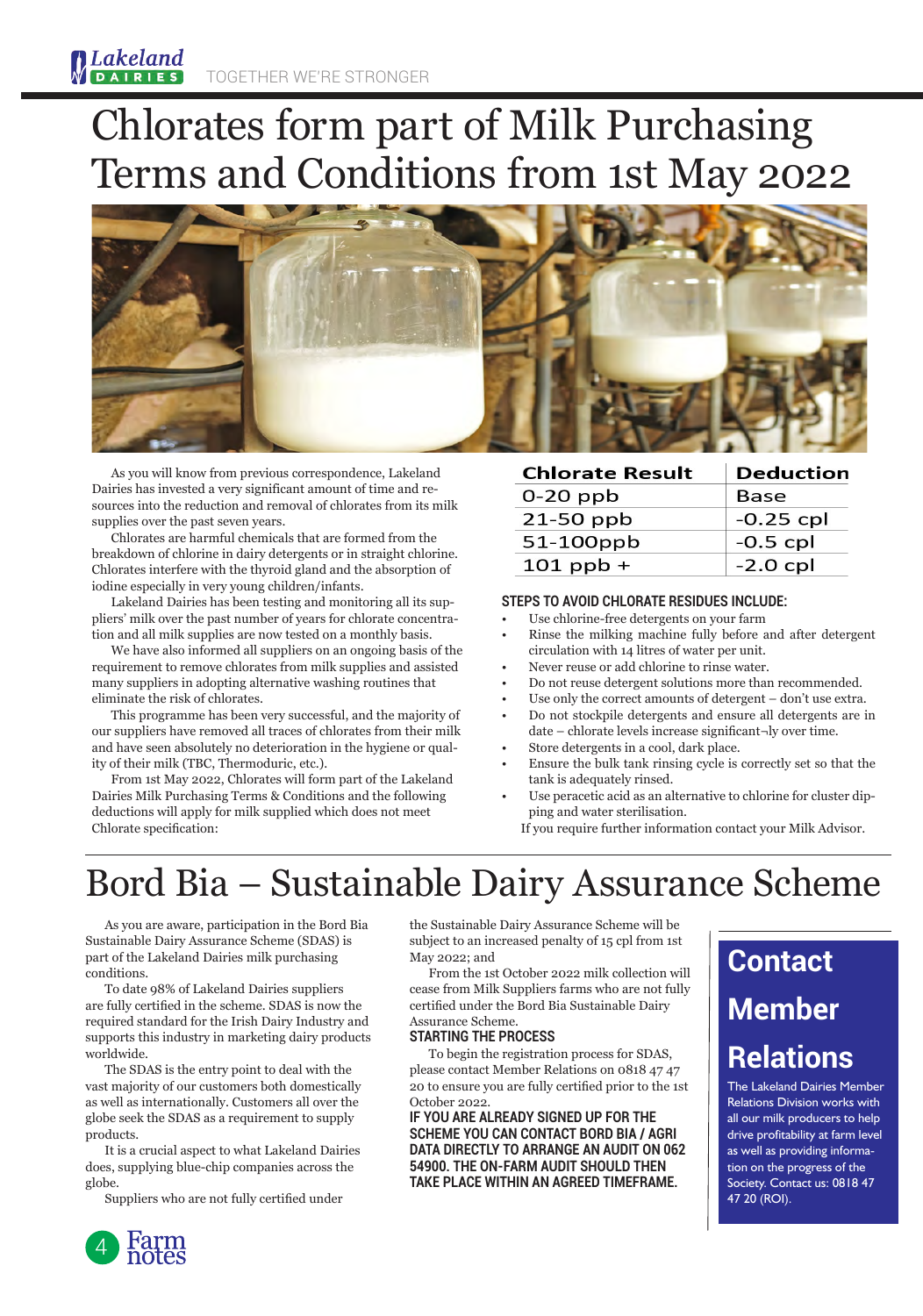# Chlorates form part of Milk Purchasing Terms and Conditions from 1st May 2022

As you will know from previous correspondence, Lakeland Dairies has invested a very significant amount of time and resources into the reduction and removal of chlorates from its milk supplies over the past seven years.

Chlorates are harmful chemicals that are formed from the breakdown of chlorine in dairy detergents or in straight chlorine. Chlorates interfere with the thyroid gland and the absorption of iodine especially in very young children/infants.

Lakeland Dairies has been testing and monitoring all its suppliers' milk over the past number of years for chlorate concentration and all milk supplies are now tested on a monthly basis.

We have also informed all suppliers on an ongoing basis of the requirement to remove chlorates from milk supplies and assisted many suppliers in adopting alternative washing routines that eliminate the risk of chlorates.

This programme has been very successful, and the majority of our suppliers have removed all traces of chlorates from their milk and have seen absolutely no deterioration in the hygiene or quality of their milk (TBC, Thermoduric, etc.).

From 1st May 2022, Chlorates will form part of the Lakeland Dairies Milk Purchasing Terms & Conditions and the following deductions will apply for milk supplied which does not meet Chlorate specification:

| Chlorate Result | Deduction |
|---|---|
| 0-20 ppb | Base |
| 21-50 ppb | -0.25 cpl |
| 51-100ppb | -0.5 cpl |
| 101 ppb + | -2.0 cpl |

**STEPS TO AVOID CHLORATE RESIDUES INCLUDE:**

- Use chlorine-free detergents on your farm
- Rinse the milking machine fully before and after detergent circulation with 14 litres of water per unit.
- Never reuse or add chlorine to rinse water.
- Do not reuse detergent solutions more than recommended.
- Use only the correct amounts of detergent – don't use extra.
- Do not stockpile detergents and ensure all detergents are in date – chlorate levels increase significant¬ly over time.
- Store detergents in a cool, dark place.
- Ensure the bulk tank rinsing cycle is correctly set so that the tank is adequately rinsed.
- Use peracetic acid as an alternative to chlorine for cluster dipping and water sterilisation.

If you require further information contact your Milk Advisor.

# Bord Bia – Sustainable Dairy Assurance Scheme

As you are aware, participation in the Bord Bia Sustainable Dairy Assurance Scheme (SDAS) is part of the Lakeland Dairies milk purchasing conditions.

To date 98% of Lakeland Dairies suppliers are fully certified in the scheme. SDAS is now the required standard for the Irish Dairy Industry and supports this industry in marketing dairy products worldwide.

The SDAS is the entry point to deal with the vast majority of our customers both domestically as well as internationally. Customers all over the globe seek the SDAS as a requirement to supply products.

It is a crucial aspect to what Lakeland Dairies does, supplying blue-chip companies across the globe.

Suppliers who are not fully certified under the Sustainable Dairy Assurance Scheme will be subject to an increased penalty of 15 cpl from 1st May 2022; and

From the 1st October 2022 milk collection will cease from Milk Suppliers farms who are not fully certified under the Bord Bia Sustainable Dairy Assurance Scheme.

**STARTING THE PROCESS**

To begin the registration process for SDAS, please contact Member Relations on 0818 47 47 20 to ensure you are fully certified prior to the 1st October 2022.

**IF YOU ARE ALREADY SIGNED UP FOR THE SCHEME YOU CAN CONTACT BORD BIA / AGRI DATA DIRECTLY TO ARRANGE AN AUDIT ON 062 54900. THE ON-FARM AUDIT SHOULD THEN TAKE PLACE WITHIN AN AGREED TIMEFRAME.**

## Contact Member Relations

The Lakeland Dairies Member Relations Division works with all our milk producers to help drive profitability at farm level as well as providing information on the progress of the Society. Contact us: 0818 47 47 20 (ROI).